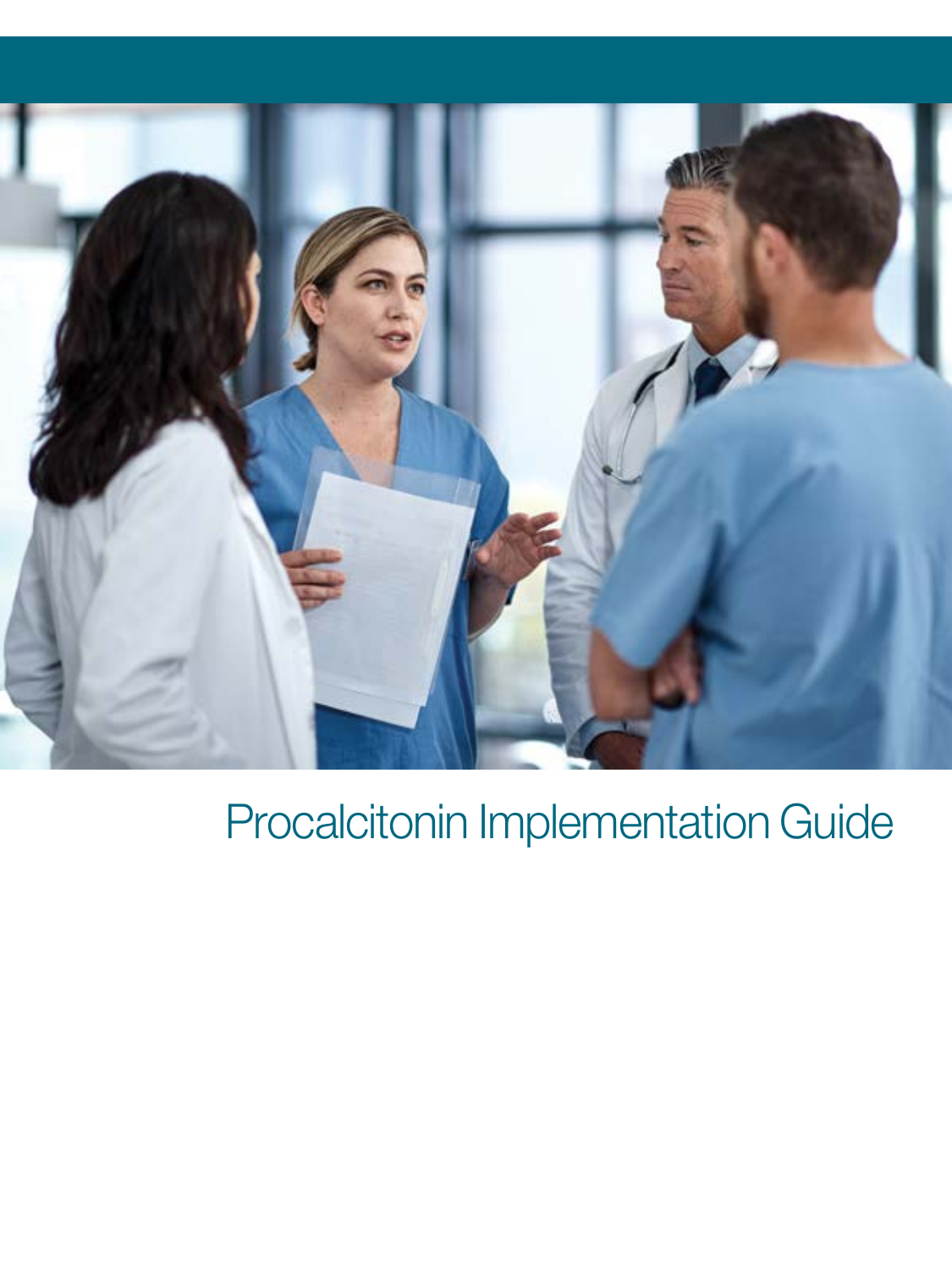# Procalcitonin Implementation Guide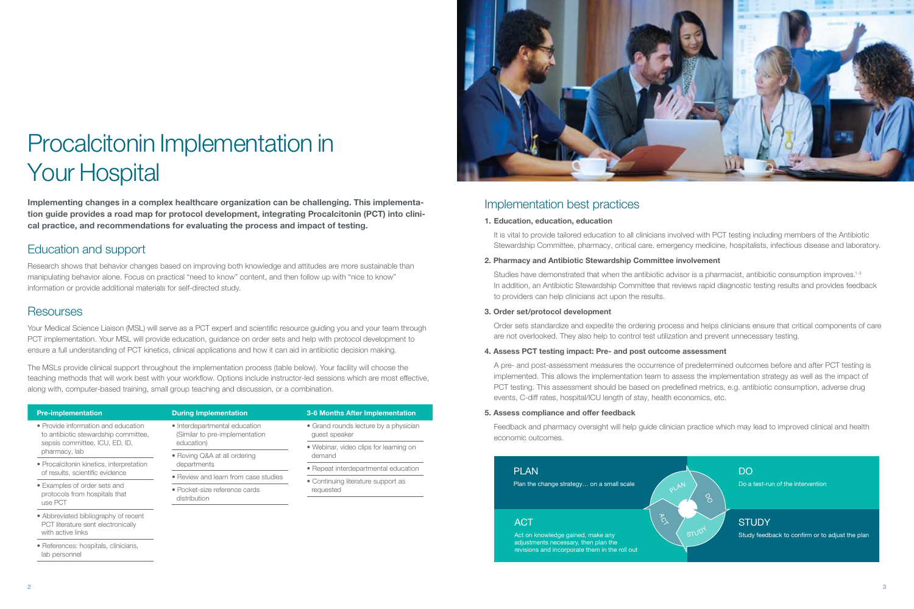# Procalcitonin Implementation in Your Hospital

**Implementing changes in a complex healthcare organization can be challenging. This implementation guide provides a road map for protocol development, integrating Procalcitonin (PCT) into clinical practice, and recommendations for evaluating the process and impact of testing.**

## Education and support

Research shows that behavior changes based on improving both knowledge and attitudes are more sustainable than manipulating behavior alone. Focus on practical "need to know" content, and then follow up with "nice to know" information or provide additional materials for self-directed study.

## Resourses

Your Medical Science Liaison (MSL) will serve as a PCT expert and scientific resource guiding you and your team through PCT implementation. Your MSL will provide education, guidance on order sets and help with protocol development to ensure a full understanding of PCT kinetics, clinical applications and how it can aid in antibiotic decision making.

The MSLs provide clinical support throughout the implementation process (table below). Your facility will choose the teaching methods that will work best with your workflow. Options include instructor-led sessions which are most effective, along with, computer-based training, small group teaching and discussion, or a combination.

| Pre-implementation | During Implementation | 3-6 Months After Implementation |
|---|---|---|
| • Provide information and education to antibiotic stewardship committee, sepsis committee, ICU, ED, ID, pharmacy, lab | • Interdepartmental education (Similar to pre-implementation education) | • Grand rounds lecture by a physician guest speaker |
| • Procalcitonin kinetics, interpretation of results, scientific evidence | • Roving Q&A at all ordering departments | • Webinar, video clips for learning on demand |
| • Examples of order sets and protocols from hospitals that use PCT | • Review and learn from case studies | • Repeat interdepartmental education |
| • Abbreviated bibliography of recent PCT literature sent electronically with active links | • Pocket-size reference cards distribution | • Continuing literature support as requested |
| • References: hospitals, clinicians, lab personnel | | |

## Implementation best practices

**1. Education, education, education**

It is vital to provide tailored education to all clinicians involved with PCT testing including members of the Antibiotic Stewardship Committee, pharmacy, critical care, emergency medicine, hospitalists, infectious disease and laboratory.

**2. Pharmacy and Antibiotic Stewardship Committee involvement**

Studies have demonstrated that when the antibiotic advisor is a pharmacist, antibiotic consumption improves.[1-3] In addition, an Antibiotic Stewardship Committee that reviews rapid diagnostic testing results and provides feedback to providers can help clinicians act upon the results.

**3. Order set/protocol development**

Order sets standardize and expedite the ordering process and helps clinicians ensure that critical components of care are not overlooked. They also help to control test utilization and prevent unnecessary testing.

**4. Assess PCT testing impact: Pre- and post outcome assessment**

A pre- and post-assessment measures the occurrence of predetermined outcomes before and after PCT testing is implemented. This allows the implementation team to assess the implementation strategy as well as the impact of PCT testing. This assessment should be based on predefined metrics, e.g. antibiotic consumption, adverse drug events, C-diff rates, hospital/ICU length of stay, health economics, etc.

**5. Assess compliance and offer feedback**

Feedback and pharmacy oversight will help guide clinician practice which may lead to improved clinical and health economic outcomes.

**PLAN**
Plan the change strategy… on a small scale

**DO**
Do a test-run of the intervention

**STUDY**
Study feedback to confirm or to adjust the plan

**ACT**
Act on knowledge gained, make any adjustments necessary, then plan the revisions and incorporate them in the roll out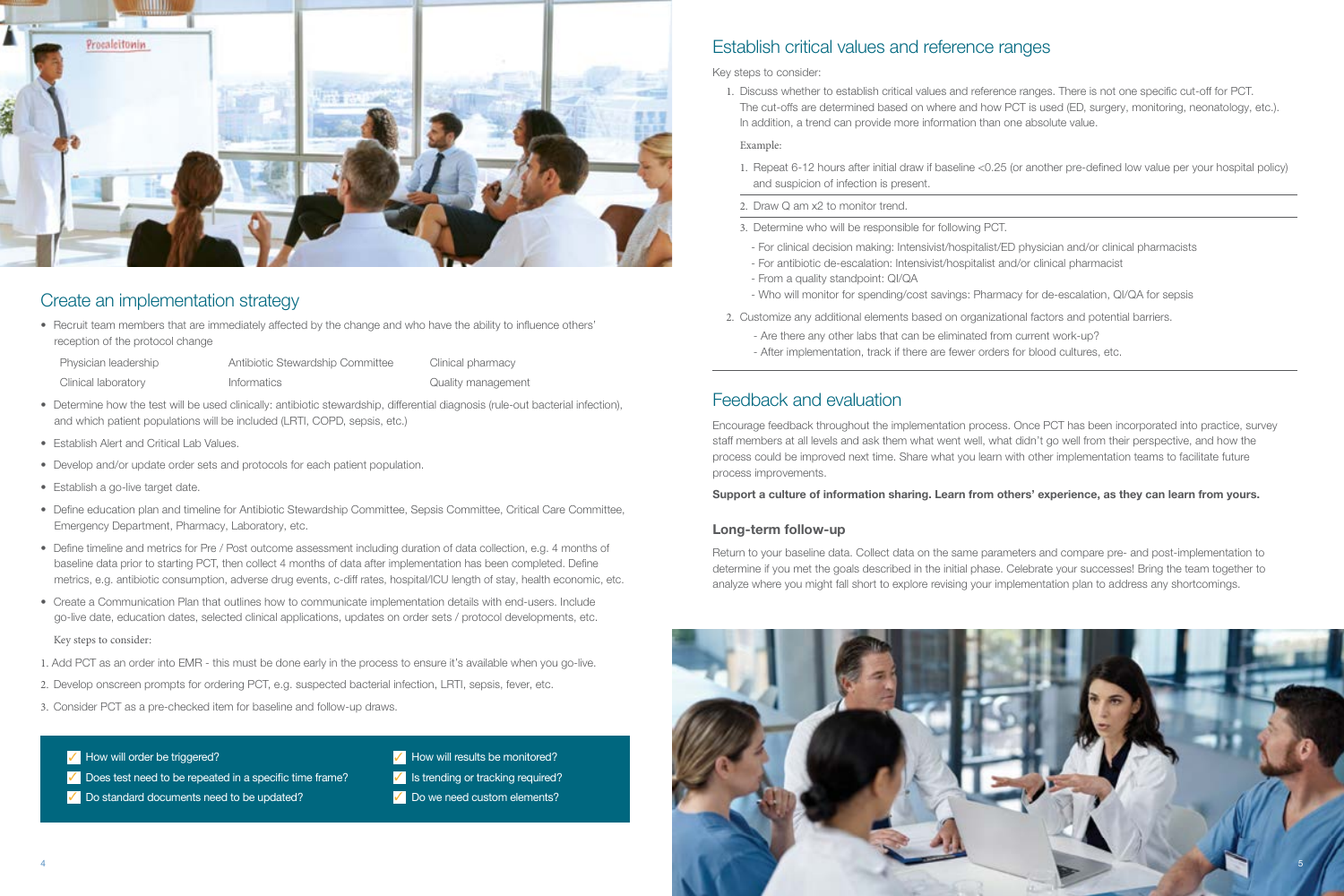## Create an implementation strategy

- Recruit team members that are immediately affected by the change and who have the ability to influence others' reception of the protocol change

| Physician leadership | Antibiotic Stewardship Committee | Clinical pharmacy |
|---|---|---|
| Clinical laboratory | Informatics | Quality management |

- Determine how the test will be used clinically: antibiotic stewardship, differential diagnosis (rule-out bacterial infection), and which patient populations will be included (LRTI, COPD, sepsis, etc.)
- Establish Alert and Critical Lab Values.
- Develop and/or update order sets and protocols for each patient population.
- Establish a go-live target date.
- Define education plan and timeline for Antibiotic Stewardship Committee, Sepsis Committee, Critical Care Committee, Emergency Department, Pharmacy, Laboratory, etc.
- Define timeline and metrics for Pre / Post outcome assessment including duration of data collection, e.g. 4 months of baseline data prior to starting PCT, then collect 4 months of data after implementation has been completed. Define metrics, e.g. antibiotic consumption, adverse drug events, c-diff rates, hospital/ICU length of stay, health economic, etc.
- Create a Communication Plan that outlines how to communicate implementation details with end-users. Include go-live date, education dates, selected clinical applications, updates on order sets / protocol developments, etc.

Key steps to consider:

1. Add PCT as an order into EMR - this must be done early in the process to ensure it's available when you go-live.
2. Develop onscreen prompts for ordering PCT, e.g. suspected bacterial infection, LRTI, sepsis, fever, etc.
3. Consider PCT as a pre-checked item for baseline and follow-up draws.

- ✓ How will order be triggered?
- ✓ Does test need to be repeated in a specific time frame?
- ✓ Do standard documents need to be updated?
- ✓ How will results be monitored?
- ✓ Is trending or tracking required?
- ✓ Do we need custom elements?

## Establish critical values and reference ranges

Key steps to consider:

1. Discuss whether to establish critical values and reference ranges. There is not one specific cut-off for PCT. The cut-offs are determined based on where and how PCT is used (ED, surgery, monitoring, neonatology, etc.). In addition, a trend can provide more information than one absolute value.

   Example:

   1. Repeat 6-12 hours after initial draw if baseline <0.25 (or another pre-defined low value per your hospital policy) and suspicion of infection is present.
   2. Draw Q am x2 to monitor trend.
   3. Determine who will be responsible for following PCT.
      - For clinical decision making: Intensivist/hospitalist/ED physician and/or clinical pharmacists
      - For antibiotic de-escalation: Intensivist/hospitalist and/or clinical pharmacist
      - From a quality standpoint: QI/QA
      - Who will monitor for spending/cost savings: Pharmacy for de-escalation, QI/QA for sepsis

2. Customize any additional elements based on organizational factors and potential barriers.
   - Are there any other labs that can be eliminated from current work-up?
   - After implementation, track if there are fewer orders for blood cultures, etc.

## Feedback and evaluation

Encourage feedback throughout the implementation process. Once PCT has been incorporated into practice, survey staff members at all levels and ask them what went well, what didn't go well from their perspective, and how the process could be improved next time. Share what you learn with other implementation teams to facilitate future process improvements.

**Support a culture of information sharing. Learn from others' experience, as they can learn from yours.**

### Long-term follow-up

Return to your baseline data. Collect data on the same parameters and compare pre- and post-implementation to determine if you met the goals described in the initial phase. Celebrate your successes! Bring the team together to analyze where you might fall short to explore revising your implementation plan to address any shortcomings.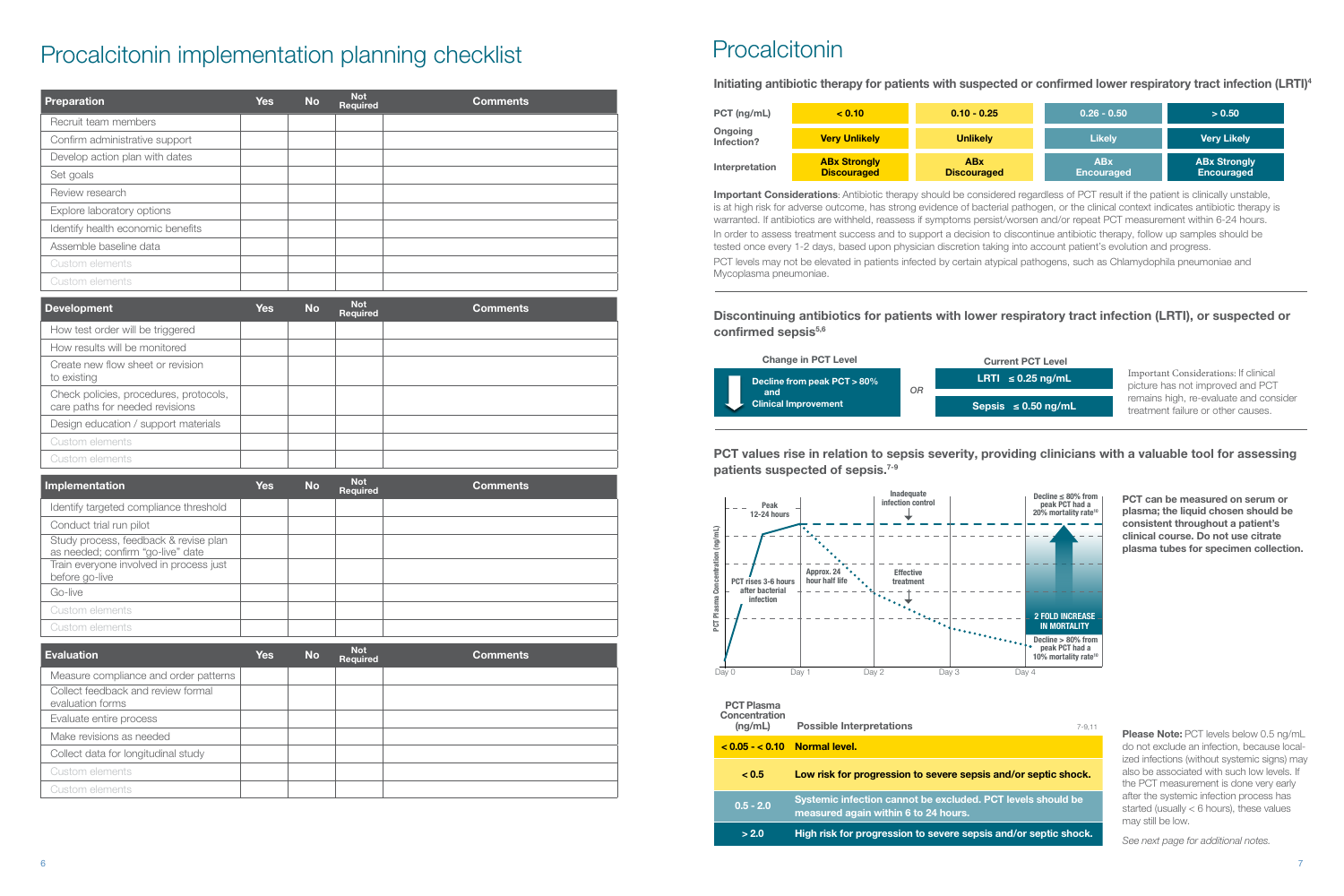# Procalcitonin implementation planning checklist

| Preparation | Yes | No | Not Required | Comments |
|---|---|---|---|---|
| Recruit team members | | | | |
| Confirm administrative support | | | | |
| Develop action plan with dates | | | | |
| Set goals | | | | |
| Review research | | | | |
| Explore laboratory options | | | | |
| Identify health economic benefits | | | | |
| Assemble baseline data | | | | |
| Custom elements | | | | |
| Custom elements | | | | |

| Development | Yes | No | Not Required | Comments |
|---|---|---|---|---|
| How test order will be triggered | | | | |
| How results will be monitored | | | | |
| Create new flow sheet or revision to existing | | | | |
| Check policies, procedures, protocols, care paths for needed revisions | | | | |
| Design education / support materials | | | | |
| Custom elements | | | | |
| Custom elements | | | | |

| Implementation | Yes | No | Not Required | Comments |
|---|---|---|---|---|
| Identify targeted compliance threshold | | | | |
| Conduct trial run pilot | | | | |
| Study process, feedback & revise plan as needed; confirm "go-live" date | | | | |
| Train everyone involved in process just before go-live | | | | |
| Go-live | | | | |
| Custom elements | | | | |
| Custom elements | | | | |

| Evaluation | Yes | No | Not Required | Comments |
|---|---|---|---|---|
| Measure compliance and order patterns | | | | |
| Collect feedback and review formal evaluation forms | | | | |
| Evaluate entire process | | | | |
| Make revisions as needed | | | | |
| Collect data for longitudinal study | | | | |
| Custom elements | | | | |
| Custom elements | | | | |

# Procalcitonin

### Initiating antibiotic therapy for patients with suspected or confirmed lower respiratory tract infection (LRTI)[4]

| PCT (ng/mL) | < 0.10 | 0.10 - 0.25 | 0.26 - 0.50 | > 0.50 |
|---|---|---|---|---|
| Ongoing Infection? | Very Unlikely | Unlikely | Likely | Very Likely |
| Interpretation | ABx Strongly Discouraged | ABx Discouraged | ABx Encouraged | ABx Strongly Encouraged |

**Important Considerations**: Antibiotic therapy should be considered regardless of PCT result if the patient is clinically unstable, is at high risk for adverse outcome, has strong evidence of bacterial pathogen, or the clinical context indicates antibiotic therapy is warranted. If antibiotics are withheld, reassess if symptoms persist/worsen and/or repeat PCT measurement within 6-24 hours.

In order to assess treatment success and to support a decision to discontinue antibiotic therapy, follow up samples should be tested once every 1-2 days, based upon physician discretion taking into account patient's evolution and progress.

PCT levels may not be elevated in patients infected by certain atypical pathogens, such as Chlamydophila pneumoniae and Mycoplasma pneumoniae.

### Discontinuing antibiotics for patients with lower respiratory tract infection (LRTI), or suspected or confirmed sepsis[5,6]

| Change in PCT Level | | Current PCT Level |
|---|---|---|
| Decline from peak PCT > 80% and Clinical Improvement | OR | LRTI ≤ 0.25 ng/mL |
| | | Sepsis ≤ 0.50 ng/mL |

Important Considerations: If clinical picture has not improved and PCT remains high, re-evaluate and consider treatment failure or other causes.

### PCT values rise in relation to sepsis severity, providing clinicians with a valuable tool for assessing patients suspected of sepsis.[7-9]

PCT Plasma Concentration (ng/mL); Day 0 – Day 4. PCT rises 3-6 hours after bacterial infection. Peak 12-24 hours. Approx. 24 hour half life. Inadequate infection control. Effective treatment. Decline ≤ 80% from peak PCT had a 20% mortality rate[10]. 2 FOLD INCREASE IN MORTALITY. Decline > 80% from peak PCT had a 10% mortality rate[10].

**PCT can be measured on serum or plasma; the liquid chosen should be consistent throughout a patient's clinical course. Do not use citrate plasma tubes for specimen collection.**

| PCT Plasma Concentration (ng/mL) | Possible Interpretations[7-9,11] |
|---|---|
| < 0.05 - < 0.10 | Normal level. |
| < 0.5 | Low risk for progression to severe sepsis and/or septic shock. |
| 0.5 - 2.0 | Systemic infection cannot be excluded. PCT levels should be measured again within 6 to 24 hours. |
| > 2.0 | High risk for progression to severe sepsis and/or septic shock. |

**Please Note:** PCT levels below 0.5 ng/mL do not exclude an infection, because localized infections (without systemic signs) may also be associated with such low levels. If the PCT measurement is done very early after the systemic infection process has started (usually < 6 hours), these values may still be low.

*See next page for additional notes.*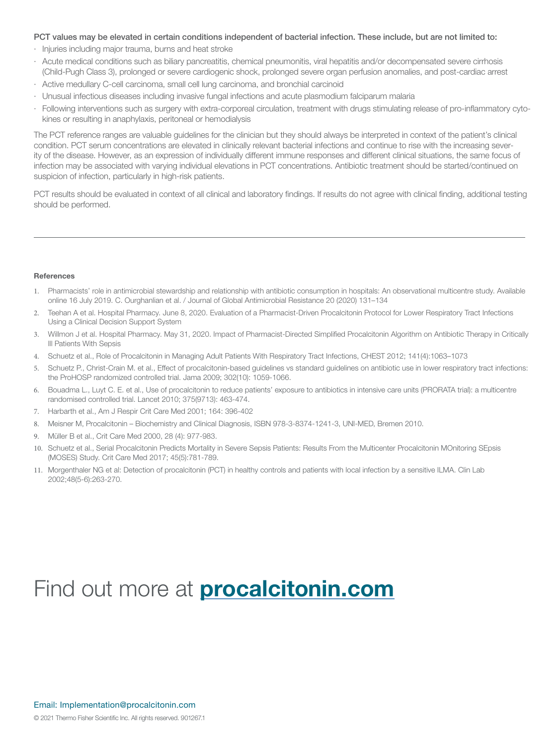**PCT values may be elevated in certain conditions independent of bacterial infection. These include, but are not limited to:**

- Injuries including major trauma, burns and heat stroke
- Acute medical conditions such as biliary pancreatitis, chemical pneumonitis, viral hepatitis and/or decompensated severe cirrhosis (Child-Pugh Class 3), prolonged or severe cardiogenic shock, prolonged severe organ perfusion anomalies, and post-cardiac arrest
- Active medullary C-cell carcinoma, small cell lung carcinoma, and bronchial carcinoid
- Unusual infectious diseases including invasive fungal infections and acute plasmodium falciparum malaria
- Following interventions such as surgery with extra-corporeal circulation, treatment with drugs stimulating release of pro-inflammatory cytokines or resulting in anaphylaxis, peritoneal or hemodialysis

The PCT reference ranges are valuable guidelines for the clinician but they should always be interpreted in context of the patient's clinical condition. PCT serum concentrations are elevated in clinically relevant bacterial infections and continue to rise with the increasing severity of the disease. However, as an expression of individually different immune responses and different clinical situations, the same focus of infection may be associated with varying individual elevations in PCT concentrations. Antibiotic treatment should be started/continued on suspicion of infection, particularly in high-risk patients.

PCT results should be evaluated in context of all clinical and laboratory findings. If results do not agree with clinical finding, additional testing should be performed.

---

**References**

1. Pharmacists' role in antimicrobial stewardship and relationship with antibiotic consumption in hospitals: An observational multicentre study. Available online 16 July 2019. C. Ourghanlian et al. / Journal of Global Antimicrobial Resistance 20 (2020) 131–134
2. Teehan A et al. Hospital Pharmacy. June 8, 2020. Evaluation of a Pharmacist-Driven Procalcitonin Protocol for Lower Respiratory Tract Infections Using a Clinical Decision Support System
3. Willmon J et al. Hospital Pharmacy. May 31, 2020. Impact of Pharmacist-Directed Simplified Procalcitonin Algorithm on Antibiotic Therapy in Critically Ill Patients With Sepsis
4. Schuetz et al., Role of Procalcitonin in Managing Adult Patients With Respiratory Tract Infections, CHEST 2012; 141(4):1063–1073
5. Schuetz P., Christ-Crain M. et al., Effect of procalcitonin-based guidelines vs standard guidelines on antibiotic use in lower respiratory tract infections: the ProHOSP randomized controlled trial. Jama 2009; 302(10): 1059-1066.
6. Bouadma L., Luyt C. E. et al., Use of procalcitonin to reduce patients' exposure to antibiotics in intensive care units (PRORATA trial): a multicentre randomised controlled trial. Lancet 2010; 375(9713): 463-474.
7. Harbarth et al., Am J Respir Crit Care Med 2001; 164: 396-402
8. Meisner M, Procalcitonin – Biochemistry and Clinical Diagnosis, ISBN 978-3-8374-1241-3, UNI-MED, Bremen 2010.
9. Müller B et al., Crit Care Med 2000, 28 (4): 977-983.
10. Schuetz et al., Serial Procalcitonin Predicts Mortality in Severe Sepsis Patients: Results From the Multicenter Procalcitonin MOnitoring SEpsis (MOSES) Study. Crit Care Med 2017; 45(5):781-789.
11. Morgenthaler NG et al: Detection of procalcitonin (PCT) in healthy controls and patients with local infection by a sensitive ILMA. Clin Lab 2002;48(5-6):263-270.

# Find out more at **procalcitonin.com**

Email: Implementation@procalcitonin.com

© 2021 Thermo Fisher Scientific Inc. All rights reserved. 901267.1